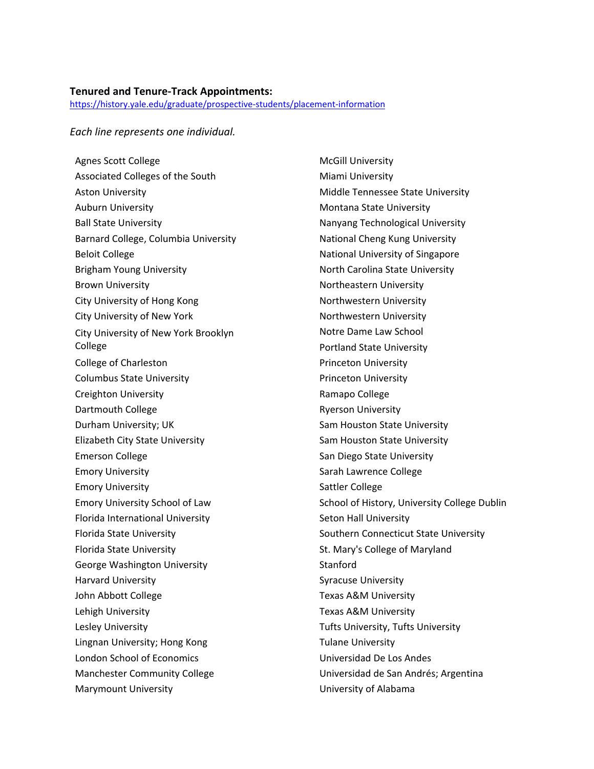**Tenured and Tenure-Track Appointments:**
https://history.yale.edu/graduate/prospective-students/placement-information

*Each line represents one individual.*

Agnes Scott College
Associated Colleges of the South
Aston University
Auburn University
Ball State University
Barnard College, Columbia University
Beloit College
Brigham Young University
Brown University
City University of Hong Kong
City University of New York
City University of New York Brooklyn College
College of Charleston
Columbus State University
Creighton University
Dartmouth College
Durham University; UK
Elizabeth City State University
Emerson College
Emory University
Emory University
Emory University School of Law
Florida International University
Florida State University
Florida State University
George Washington University
Harvard University
John Abbott College
Lehigh University
Lesley University
Lingnan University; Hong Kong
London School of Economics
Manchester Community College
Marymount University
McGill University
Miami University
Middle Tennessee State University
Montana State University
Nanyang Technological University
National Cheng Kung University
National University of Singapore
North Carolina State University
Northeastern University
Northwestern University
Northwestern University
Notre Dame Law School
Portland State University
Princeton University
Princeton University
Ramapo College
Ryerson University
Sam Houston State University
Sam Houston State University
San Diego State University
Sarah Lawrence College
Sattler College
School of History, University College Dublin
Seton Hall University
Southern Connecticut State University
St. Mary's College of Maryland
Stanford
Syracuse University
Texas A&M University
Texas A&M University
Tufts University, Tufts University
Tulane University
Universidad De Los Andes
Universidad de San Andrés; Argentina
University of Alabama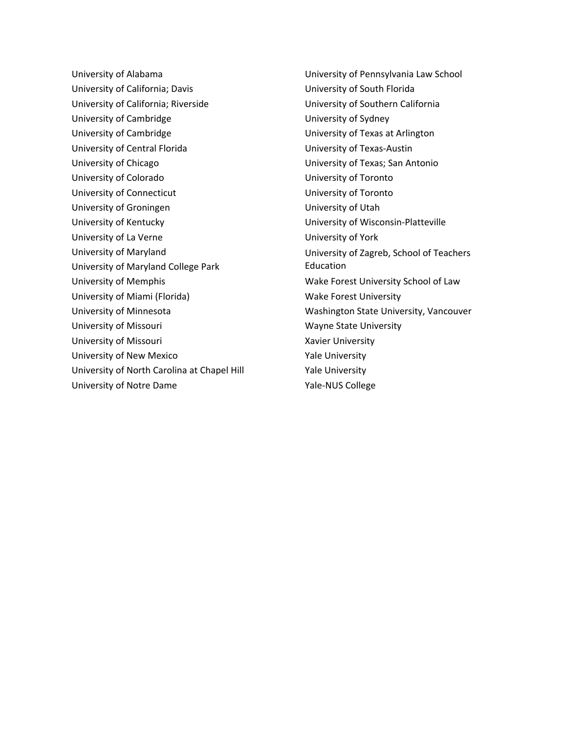University of Alabama
University of California; Davis
University of California; Riverside
University of Cambridge
University of Cambridge
University of Central Florida
University of Chicago
University of Colorado
University of Connecticut
University of Groningen
University of Kentucky
University of La Verne
University of Maryland
University of Maryland College Park
University of Memphis
University of Miami (Florida)
University of Minnesota
University of Missouri
University of Missouri
University of New Mexico
University of North Carolina at Chapel Hill
University of Notre Dame
University of Pennsylvania Law School
University of South Florida
University of Southern California
University of Sydney
University of Texas at Arlington
University of Texas-Austin
University of Texas; San Antonio
University of Toronto
University of Toronto
University of Utah
University of Wisconsin-Platteville
University of York
University of Zagreb, School of Teachers Education
Wake Forest University School of Law
Wake Forest University
Washington State University, Vancouver
Wayne State University
Xavier University
Yale University
Yale University
Yale-NUS College